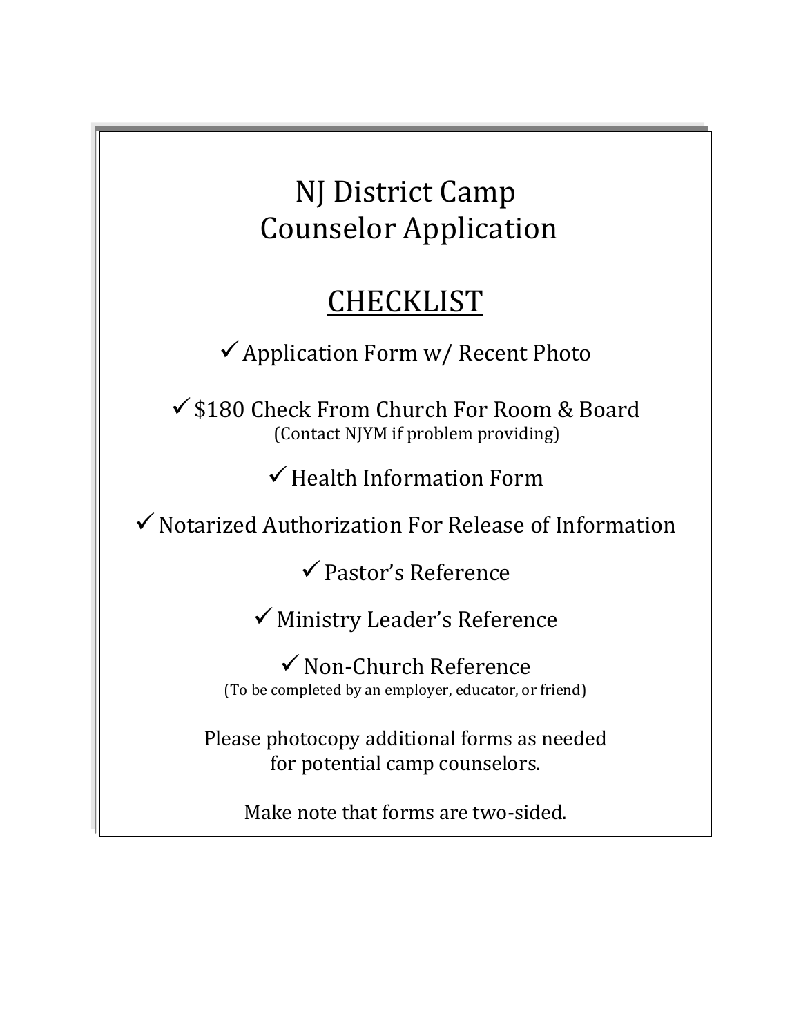# NJ District Camp Counselor Application

## CHECKLIST

- ✓ Application Form w/ Recent Photo
- ✓ $180 Check From Church For Room & Board
  (Contact NJYM if problem providing)
- ✓ Health Information Form
- ✓ Notarized Authorization For Release of Information
- ✓ Pastor's Reference
- ✓ Ministry Leader's Reference
- ✓ Non-Church Reference
  (To be completed by an employer, educator, or friend)

Please photocopy additional forms as needed for potential camp counselors.

Make note that forms are two-sided.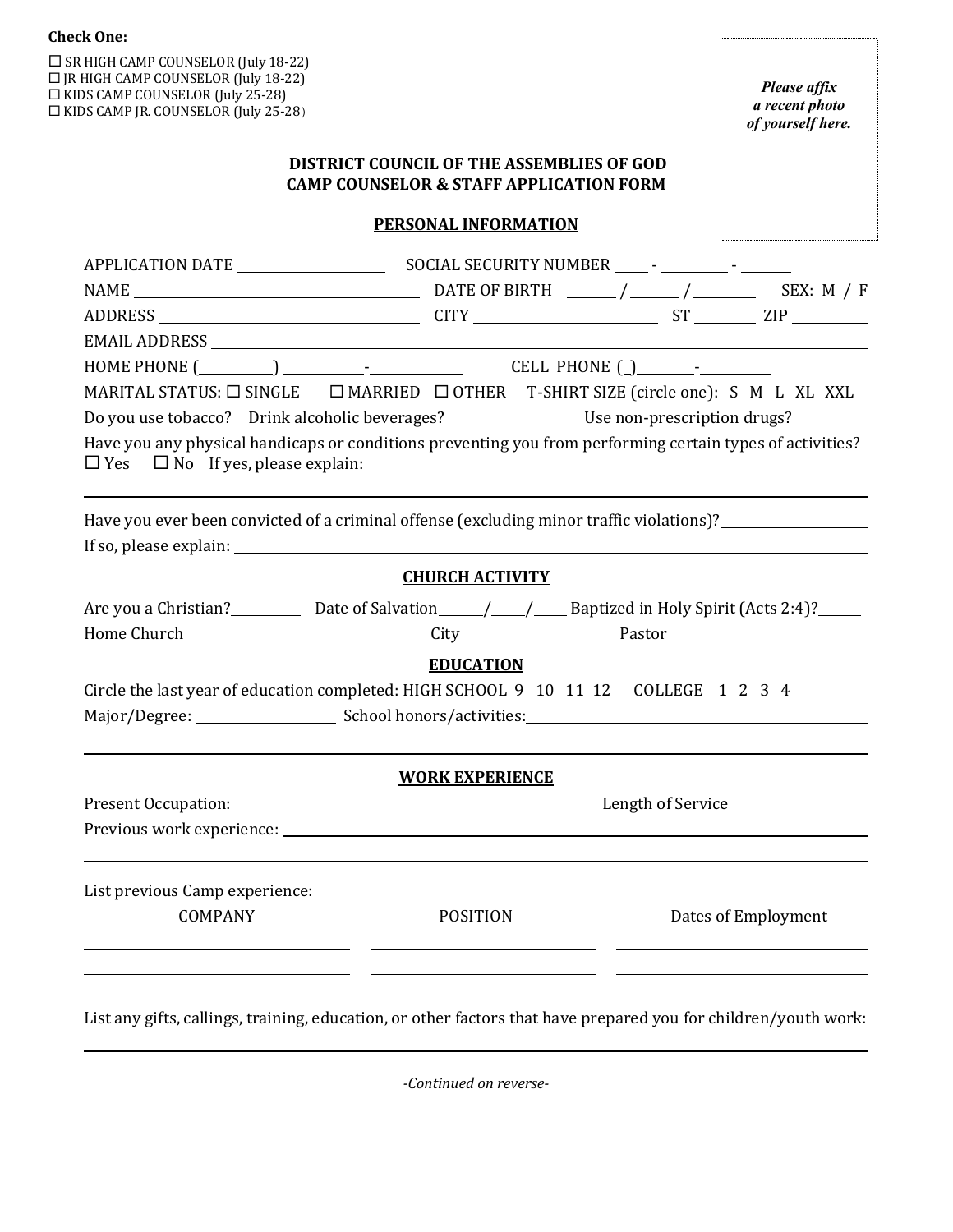**Check One:**

☐ SR HIGH CAMP COUNSELOR (July 18-22)
☐ JR HIGH CAMP COUNSELOR (July 18-22)
☐ KIDS CAMP COUNSELOR (July 25-28)
☐ KIDS CAMP JR. COUNSELOR (July 25-28)

*Please affix a recent photo of yourself here.*

**DISTRICT COUNCIL OF THE ASSEMBLIES OF GOD**
**CAMP COUNSELOR & STAFF APPLICATION FORM**

## PERSONAL INFORMATION

APPLICATION DATE ____________ SOCIAL SECURITY NUMBER ____ - ______ - _____

NAME ________________________ DATE OF BIRTH _____ / _____ / ______ SEX: M / F

ADDRESS ________________________ CITY ________________ ST ______ ZIP ______

EMAIL ADDRESS ____________________________________________

HOME PHONE (______) ______-________ CELL PHONE (_)______-______

MARITAL STATUS: ☐ SINGLE ☐ MARRIED ☐ OTHER T-SHIRT SIZE (circle one): S M L XL XXL

Do you use tobacco?__ Drink alcoholic beverages?__________ Use non-prescription drugs?______

Have you any physical handicaps or conditions preventing you from performing certain types of activities?
☐ Yes ☐ No If yes, please explain: ____________________________________________

____________________________________________

Have you ever been convicted of a criminal offense (excluding minor traffic violations)?__________

If so, please explain: ____________________________________________

## CHURCH ACTIVITY

Are you a Christian?______ Date of Salvation____/____/____ Baptized in Holy Spirit (Acts 2:4)?____

Home Church ____________________ City______________ Pastor________________

## EDUCATION

Circle the last year of education completed: HIGH SCHOOL 9 10 11 12 COLLEGE 1 2 3 4

Major/Degree: ____________ School honors/activities:____________________________

____________________________________________

## WORK EXPERIENCE

Present Occupation: ____________________________ Length of Service____________

Previous work experience: ____________________________________________

____________________________________________

List previous Camp experience:

| COMPANY | POSITION | Dates of Employment |
|---|---|---|
| | | |
| | | |

List any gifts, callings, training, education, or other factors that have prepared you for children/youth work:

____________________________________________

*-Continued on reverse-*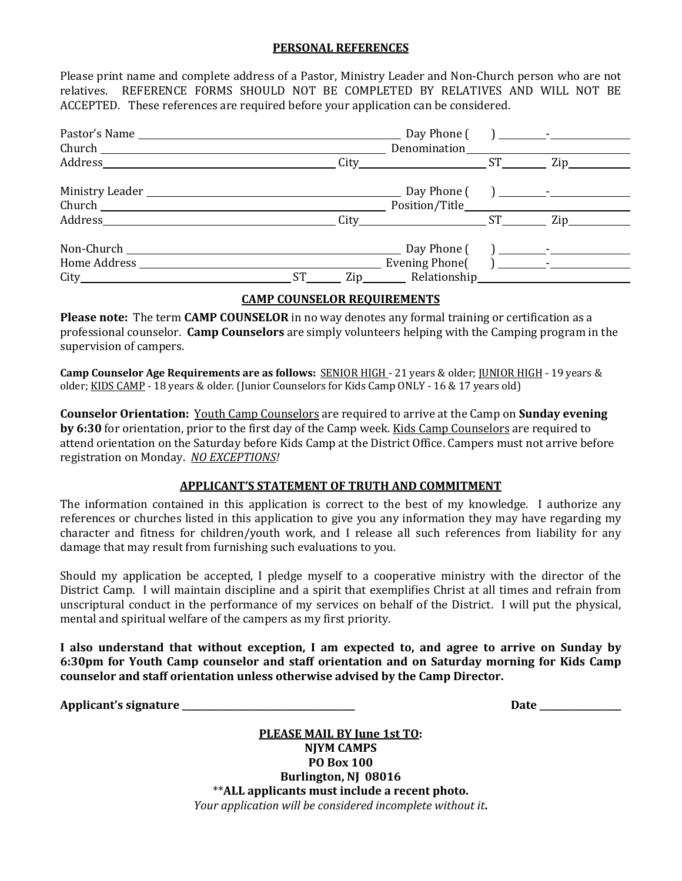## PERSONAL REFERENCES

Please print name and complete address of a Pastor, Ministry Leader and Non-Church person who are not relatives. REFERENCE FORMS SHOULD NOT BE COMPLETED BY RELATIVES AND WILL NOT BE ACCEPTED. These references are required before your application can be considered.

Pastor's Name ______________________________ Day Phone ( ) ________-____________
Church ______________________________ Denomination ____________________
Address ______________________________ City ________________ ST ______ Zip ________

Ministry Leader ______________________________ Day Phone ( ) ________-____________
Church ______________________________ Position/Title ____________________
Address ______________________________ City ________________ ST ______ Zip ________

Non-Church ______________________________ Day Phone ( ) ________-____________
Home Address ______________________________ Evening Phone( ) ________-____________
City ____________________ ST ______ Zip ______ Relationship ____________________

## CAMP COUNSELOR REQUIREMENTS

**Please note:** The term **CAMP COUNSELOR** in no way denotes any formal training or certification as a professional counselor. **Camp Counselors** are simply volunteers helping with the Camping program in the supervision of campers.

**Camp Counselor Age Requirements are as follows:** SENIOR HIGH - 21 years & older; JUNIOR HIGH - 19 years & older; KIDS CAMP - 18 years & older. (Junior Counselors for Kids Camp ONLY - 16 & 17 years old)

**Counselor Orientation:** Youth Camp Counselors are required to arrive at the Camp on **Sunday evening by 6:30** for orientation, prior to the first day of the Camp week. Kids Camp Counselors are required to attend orientation on the Saturday before Kids Camp at the District Office. Campers must not arrive before registration on Monday. *NO EXCEPTIONS!*

## APPLICANT'S STATEMENT OF TRUTH AND COMMITMENT

The information contained in this application is correct to the best of my knowledge. I authorize any references or churches listed in this application to give you any information they may have regarding my character and fitness for children/youth work, and I release all such references from liability for any damage that may result from furnishing such evaluations to you.

Should my application be accepted, I pledge myself to a cooperative ministry with the director of the District Camp. I will maintain discipline and a spirit that exemplifies Christ at all times and refrain from unscriptural conduct in the performance of my services on behalf of the District. I will put the physical, mental and spiritual welfare of the campers as my first priority.

**I also understand that without exception, I am expected to, and agree to arrive on Sunday by 6:30pm for Youth Camp counselor and staff orientation and on Saturday morning for Kids Camp counselor and staff orientation unless otherwise advised by the Camp Director.**

**Applicant's signature** ______________________________ **Date** ______________

**PLEASE MAIL BY June 1st TO:**
**NJYM CAMPS**
**PO Box 100**
**Burlington, NJ 08016**
****ALL applicants must include a recent photo.**
*Your application will be considered incomplete without it.*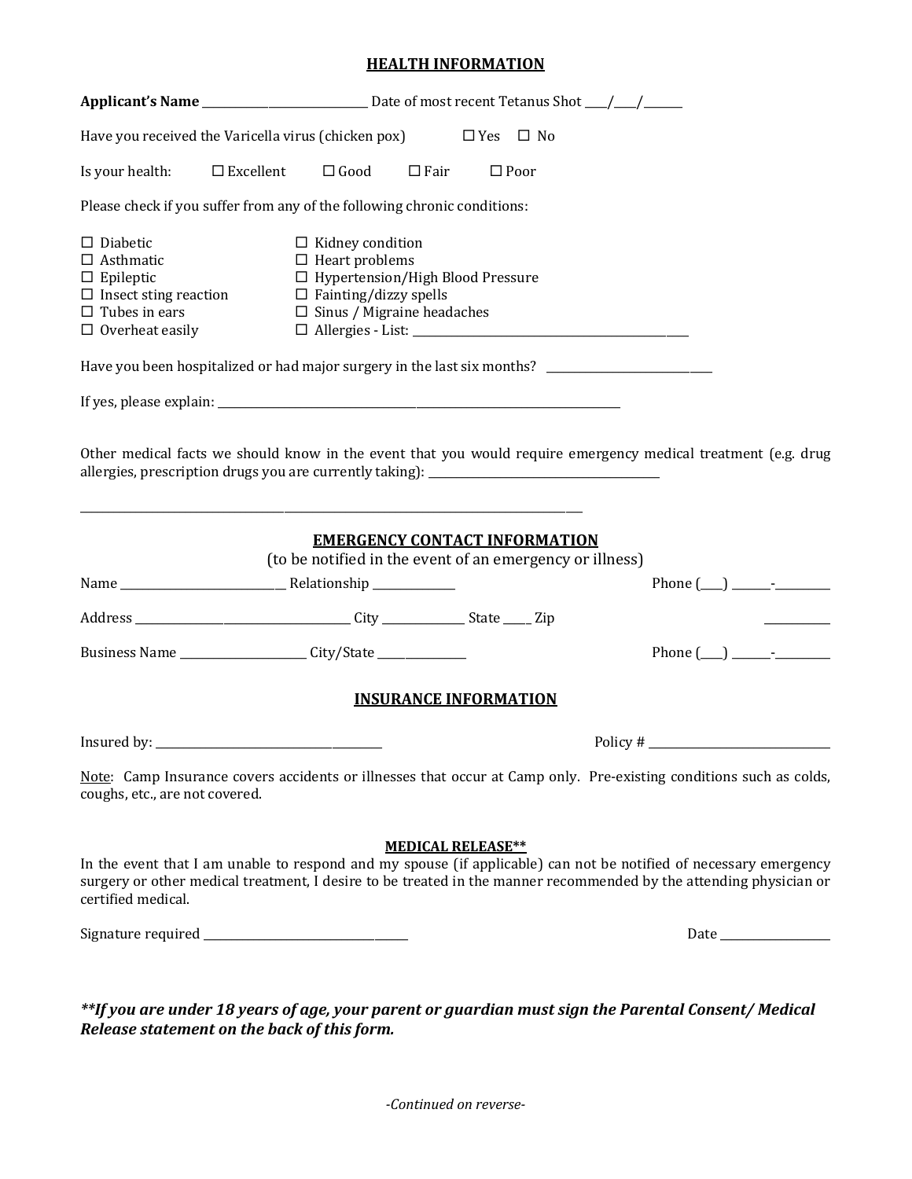## HEALTH INFORMATION

**Applicant's Name** ______________________________ Date of most recent Tetanus Shot ____/____/_______

Have you received the Varicella virus (chicken pox) ☐ Yes ☐ No

Is your health: ☐ Excellent ☐ Good ☐ Fair ☐ Poor

Please check if you suffer from any of the following chronic conditions:

☐ Diabetic
☐ Asthmatic
☐ Epileptic
☐ Insect sting reaction
☐ Tubes in ears
☐ Overheat easily
☐ Kidney condition
☐ Heart problems
☐ Hypertension/High Blood Pressure
☐ Fainting/dizzy spells
☐ Sinus / Migraine headaches
☐ Allergies - List: ________________________________________________

Have you been hospitalized or had major surgery in the last six months? ____________________________

If yes, please explain: ________________________________________________________________________

Other medical facts we should know in the event that you would require emergency medical treatment (e.g. drug allergies, prescription drugs you are currently taking): ________________________________________

________________________________________________________________________________

## EMERGENCY CONTACT INFORMATION

(to be notified in the event of an emergency or illness)

Name ____________________________ Relationship ______________ Phone (____) _______-__________

Address ______________________________________ City ______________ State _____ Zip ___________

Business Name ______________________ City/State _______________ Phone (____) _______-__________

## INSURANCE INFORMATION

Insured by: ________________________________________ Policy # ________________________________

Note: Camp Insurance covers accidents or illnesses that occur at Camp only. Pre-existing conditions such as colds, coughs, etc., are not covered.

### MEDICAL RELEASE**

In the event that I am unable to respond and my spouse (if applicable) can not be notified of necessary emergency surgery or other medical treatment, I desire to be treated in the manner recommended by the attending physician or certified medical.

Signature required ___________________________________ Date ___________________

***\*\*If you are under 18 years of age, your parent or guardian must sign the Parental Consent/ Medical Release statement on the back of this form.***

*-Continued on reverse-*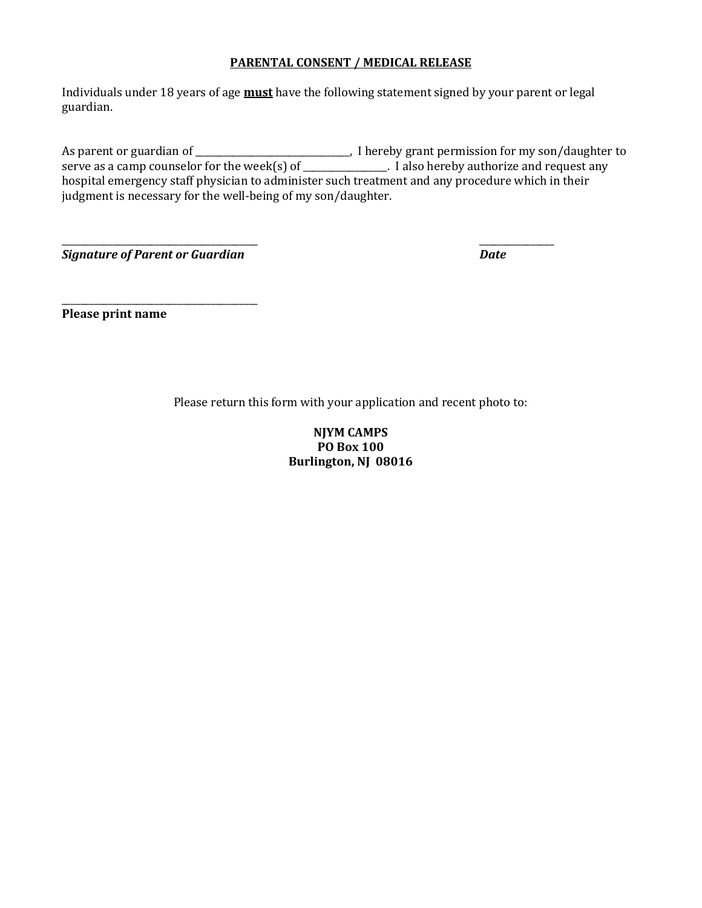## PARENTAL CONSENT / MEDICAL RELEASE

Individuals under 18 years of age **must** have the following statement signed by your parent or legal guardian.

As parent or guardian of ________________________________, I hereby grant permission for my son/daughter to serve as a camp counselor for the week(s) of ________________. I also hereby authorize and request any hospital emergency staff physician to administer such treatment and any procedure which in their judgment is necessary for the well-being of my son/daughter.

________________________________________ ______________

***Signature of Parent or Guardian*** ***Date***

________________________________________

**Please print name**

Please return this form with your application and recent photo to:

**NJYM CAMPS**
**PO Box 100**
**Burlington, NJ 08016**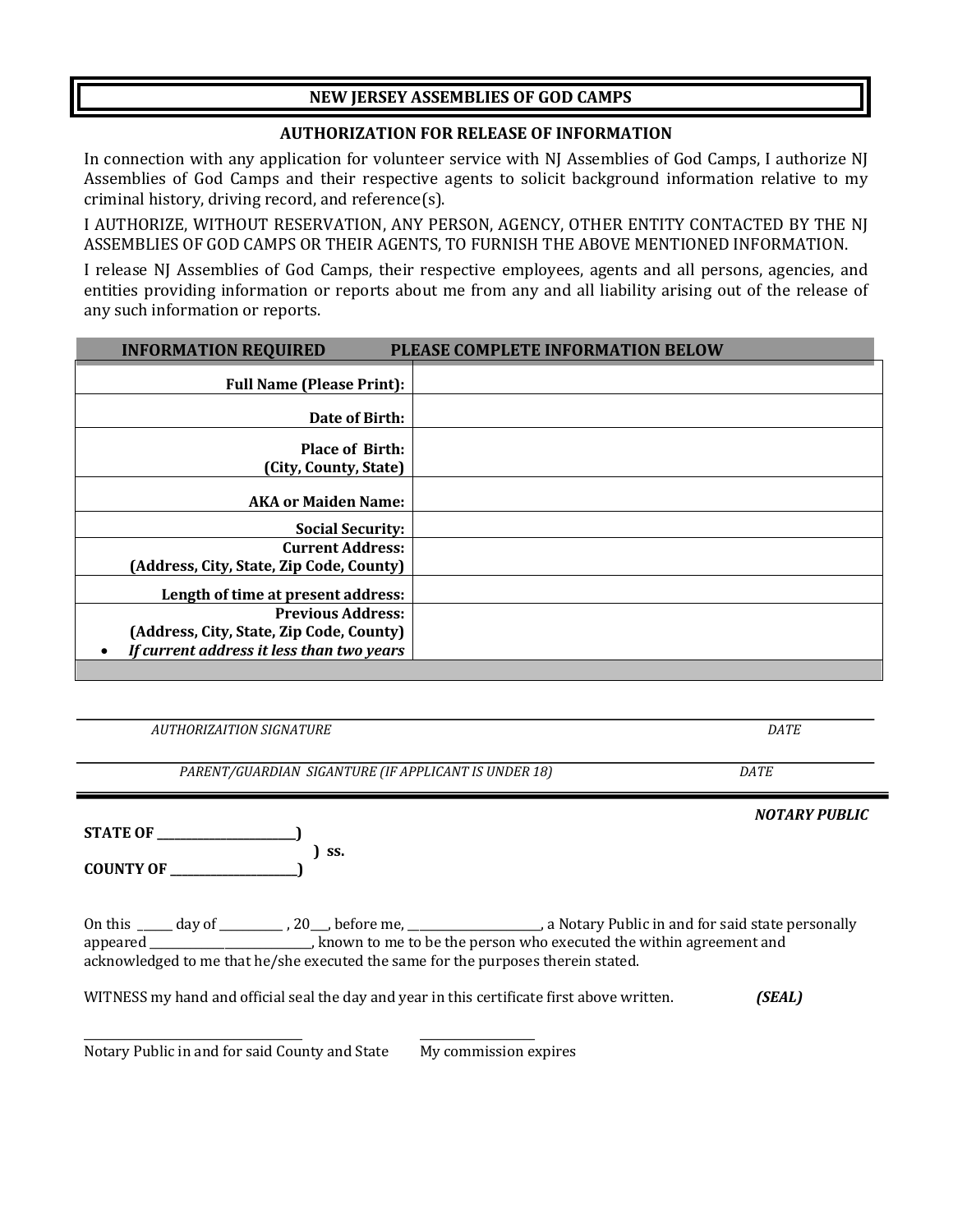# NEW JERSEY ASSEMBLIES OF GOD CAMPS

## AUTHORIZATION FOR RELEASE OF INFORMATION

In connection with any application for volunteer service with NJ Assemblies of God Camps, I authorize NJ Assemblies of God Camps and their respective agents to solicit background information relative to my criminal history, driving record, and reference(s).

I AUTHORIZE, WITHOUT RESERVATION, ANY PERSON, AGENCY, OTHER ENTITY CONTACTED BY THE NJ ASSEMBLIES OF GOD CAMPS OR THEIR AGENTS, TO FURNISH THE ABOVE MENTIONED INFORMATION.

I release NJ Assemblies of God Camps, their respective employees, agents and all persons, agencies, and entities providing information or reports about me from any and all liability arising out of the release of any such information or reports.

| INFORMATION REQUIRED | PLEASE COMPLETE INFORMATION BELOW |
|---|---|
| **Full Name (Please Print):** | |
| **Date of Birth:** | |
| **Place of Birth: (City, County, State)** | |
| **AKA or Maiden Name:** | |
| **Social Security:** | |
| **Current Address: (Address, City, State, Zip Code, County)** | |
| **Length of time at present address:** | |
| **Previous Address: (Address, City, State, Zip Code, County)** • ***If current address it less than two years*** | |

______________________________________________________________________
*AUTHORIZAITION SIGNATURE* *DATE*

______________________________________________________________________
*PARENT/GUARDIAN SIGANTURE (IF APPLICANT IS UNDER 18)* *DATE*

***NOTARY PUBLIC***

**STATE OF ______________________)**
**) ss.**
**COUNTY OF ____________________)**

On this _____ day of __________ , 20___, before me, _____________________, a Notary Public in and for said state personally appeared ___________________________, known to me to be the person who executed the within agreement and acknowledged to me that he/she executed the same for the purposes therein stated.

WITNESS my hand and official seal the day and year in this certificate first above written. ***(SEAL)***

____________________________________ __________________
Notary Public in and for said County and State My commission expires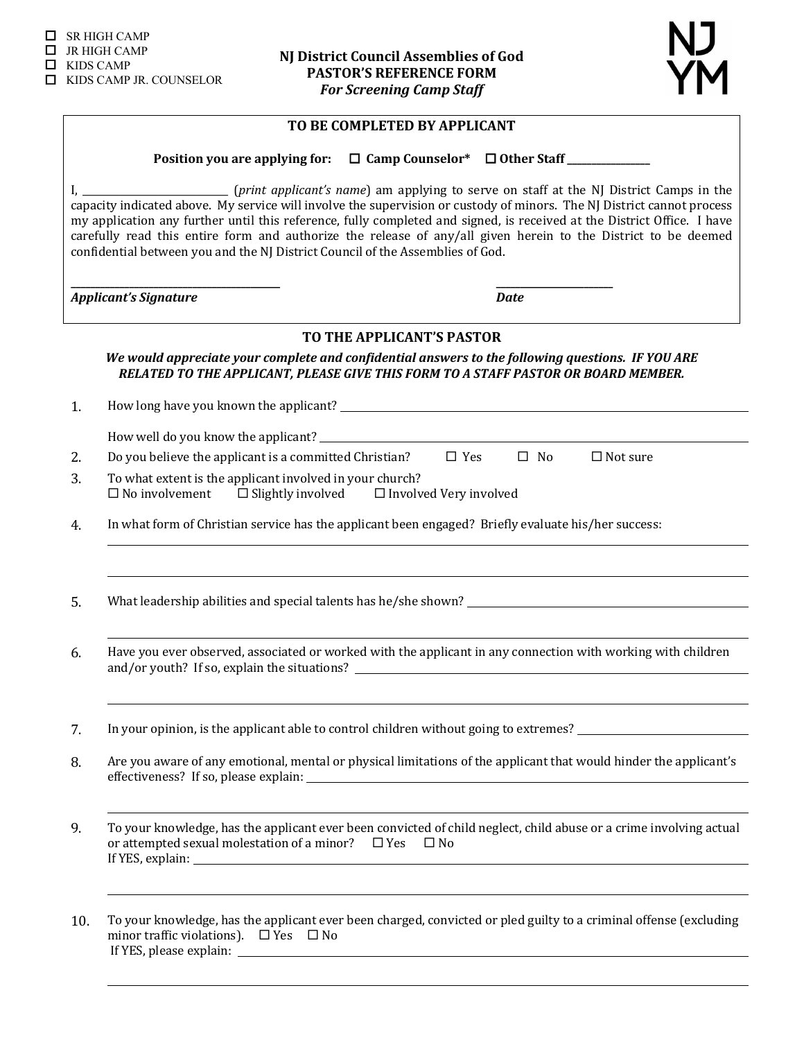- ☐ SR HIGH CAMP
- ☐ JR HIGH CAMP
- ☐ KIDS CAMP
- ☐ KIDS CAMP JR. COUNSELOR

**NJ District Council Assemblies of God**
**PASTOR'S REFERENCE FORM**
***For Screening Camp Staff***

NJ YM

## TO BE COMPLETED BY APPLICANT

**Position you are applying for: ☐ Camp Counselor\* ☐ Other Staff ________________**

I, ____________________________ (*print applicant's name*) am applying to serve on staff at the NJ District Camps in the capacity indicated above. My service will involve the supervision or custody of minors. The NJ District cannot process my application any further until this reference, fully completed and signed, is received at the District Office. I have carefully read this entire form and authorize the release of any/all given herein to the District to be deemed confidential between you and the NJ District Council of the Assemblies of God.

__________________________________________ ________________________
***Applicant's Signature*** ***Date***

## TO THE APPLICANT'S PASTOR

***We would appreciate your complete and confidential answers to the following questions. IF YOU ARE RELATED TO THE APPLICANT, PLEASE GIVE THIS FORM TO A STAFF PASTOR OR BOARD MEMBER.***

1. How long have you known the applicant? ______________________________________________

   How well do you know the applicant? ______________________________________________

2. Do you believe the applicant is a committed Christian? ☐ Yes ☐ No ☐ Not sure

3. To what extent is the applicant involved in your church?
   ☐ No involvement ☐ Slightly involved ☐ Involved Very involved

4. In what form of Christian service has the applicant been engaged? Briefly evaluate his/her success:

   ______________________________________________

   ______________________________________________

5. What leadership abilities and special talents has he/she shown? ______________________________________________

   ______________________________________________

6. Have you ever observed, associated or worked with the applicant in any connection with working with children and/or youth? If so, explain the situations? ______________________________________________

   ______________________________________________

7. In your opinion, is the applicant able to control children without going to extremes? ______________________________

8. Are you aware of any emotional, mental or physical limitations of the applicant that would hinder the applicant's effectiveness? If so, please explain: ______________________________________________

   ______________________________________________

9. To your knowledge, has the applicant ever been convicted of child neglect, child abuse or a crime involving actual or attempted sexual molestation of a minor? ☐ Yes ☐ No
   If YES, explain: ______________________________________________

   ______________________________________________

10. To your knowledge, has the applicant ever been charged, convicted or pled guilty to a criminal offense (excluding minor traffic violations). ☐ Yes ☐ No
    If YES, please explain: ______________________________________________

    ______________________________________________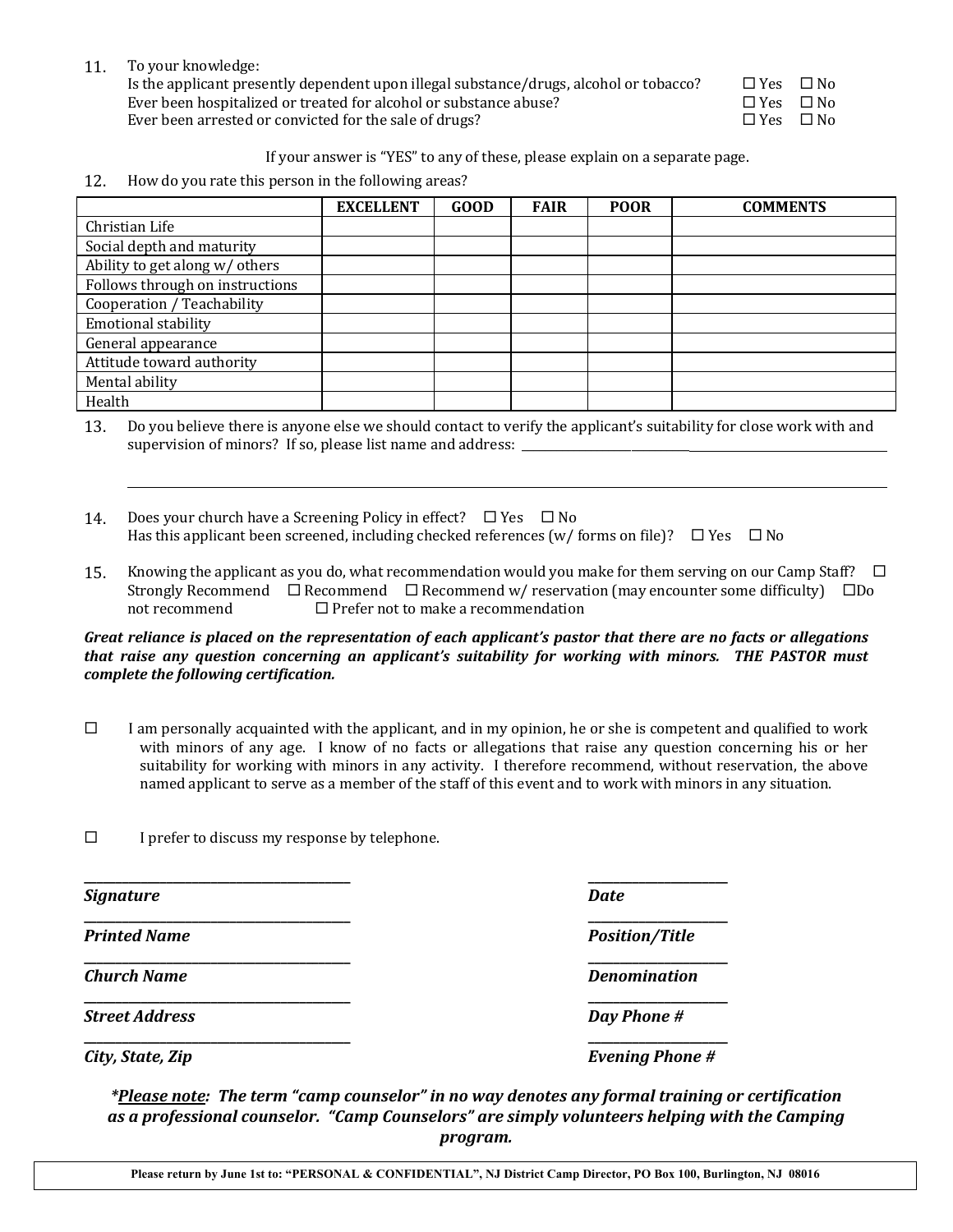11. To your knowledge:
    Is the applicant presently dependent upon illegal substance/drugs, alcohol or tobacco? ☐ Yes ☐ No
    Ever been hospitalized or treated for alcohol or substance abuse? ☐ Yes ☐ No
    Ever been arrested or convicted for the sale of drugs? ☐ Yes ☐ No

If your answer is "YES" to any of these, please explain on a separate page.

12. How do you rate this person in the following areas?

| | EXCELLENT | GOOD | FAIR | POOR | COMMENTS |
|---|---|---|---|---|---|
| Christian Life | | | | | |
| Social depth and maturity | | | | | |
| Ability to get along w/ others | | | | | |
| Follows through on instructions | | | | | |
| Cooperation / Teachability | | | | | |
| Emotional stability | | | | | |
| General appearance | | | | | |
| Attitude toward authority | | | | | |
| Mental ability | | | | | |
| Health | | | | | |

13. Do you believe there is anyone else we should contact to verify the applicant's suitability for close work with and supervision of minors? If so, please list name and address: ______________________________

    ______________________________________________

14. Does your church have a Screening Policy in effect? ☐ Yes ☐ No
    Has this applicant been screened, including checked references (w/ forms on file)? ☐ Yes ☐ No

15. Knowing the applicant as you do, what recommendation would you make for them serving on our Camp Staff? ☐ Strongly Recommend ☐ Recommend ☐ Recommend w/ reservation (may encounter some difficulty) ☐ Do not recommend ☐ Prefer not to make a recommendation

***Great reliance is placed on the representation of each applicant's pastor that there are no facts or allegations that raise any question concerning an applicant's suitability for working with minors. THE PASTOR must complete the following certification.***

☐ I am personally acquainted with the applicant, and in my opinion, he or she is competent and qualified to work with minors of any age. I know of no facts or allegations that raise any question concerning his or her suitability for working with minors in any activity. I therefore recommend, without reservation, the above named applicant to serve as a member of the staff of this event and to work with minors in any situation.

☐ I prefer to discuss my response by telephone.

| | |
|---|---|
| ______________________ ***Signature*** | ____________ ***Date*** |
| ______________________ ***Printed Name*** | ____________ ***Position/Title*** |
| ______________________ ***Church Name*** | ____________ ***Denomination*** |
| ______________________ ***Street Address*** | ____________ ***Day Phone #*** |
| ______________________ ***City, State, Zip*** | ____________ ***Evening Phone #*** |

***\*<u>Please note</u>: The term "camp counselor" in no way denotes any formal training or certification as a professional counselor. "Camp Counselors" are simply volunteers helping with the Camping program.***

**Please return by June 1st to: "PERSONAL & CONFIDENTIAL", NJ District Camp Director, PO Box 100, Burlington, NJ 08016**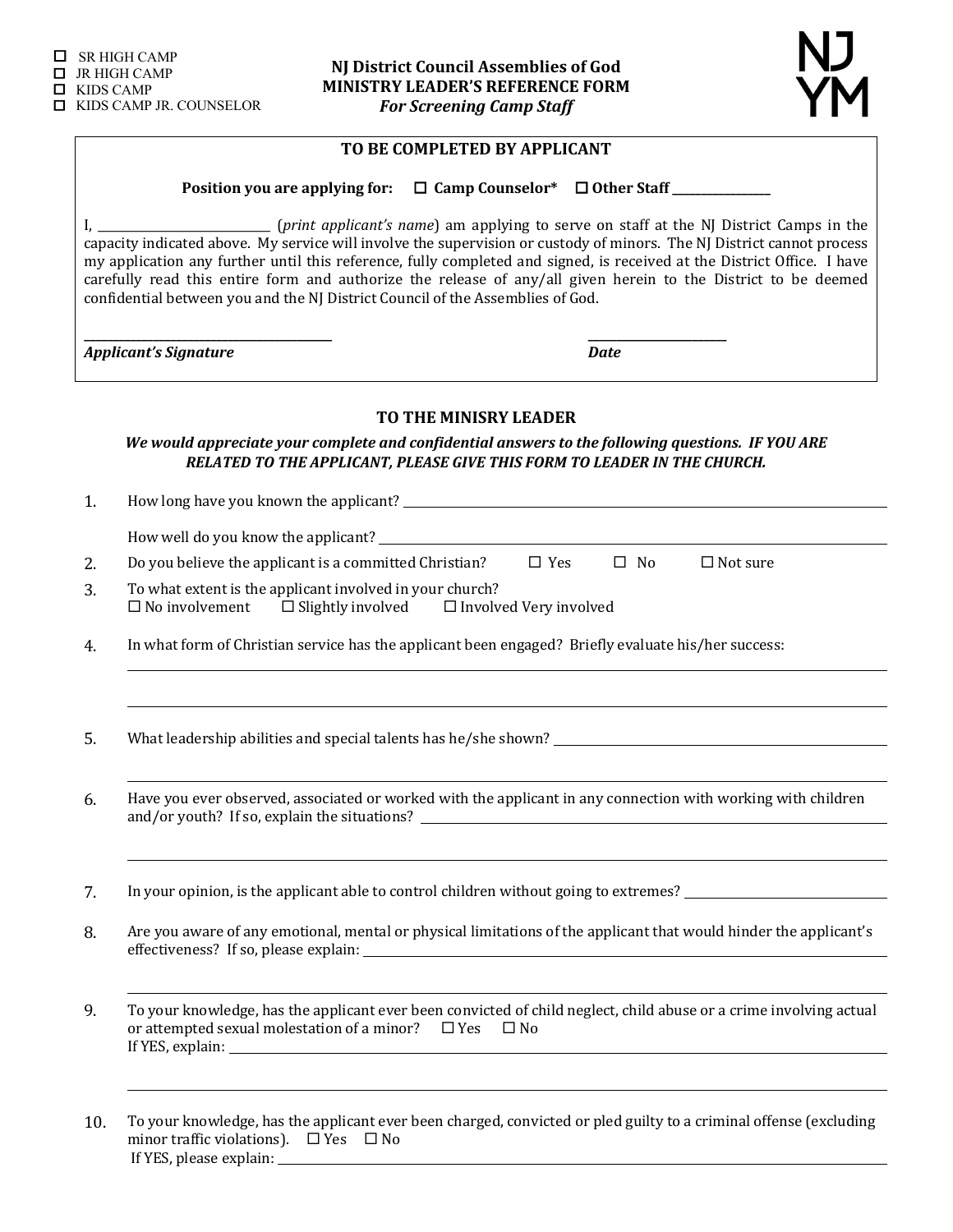☐ SR HIGH CAMP
☐ JR HIGH CAMP
☐ KIDS CAMP
☐ KIDS CAMP JR. COUNSELOR

**NJ District Council Assemblies of God**
**MINISTRY LEADER'S REFERENCE FORM**
***For Screening Camp Staff***

NJ YM

## TO BE COMPLETED BY APPLICANT

**Position you are applying for:** ☐ **Camp Counselor*** ☐ **Other Staff \_\_\_\_\_\_\_\_\_\_\_\_\_\_\_\_**

I, \_\_\_\_\_\_\_\_\_\_\_\_\_\_\_\_\_\_\_\_\_\_\_\_\_\_\_ (*print applicant's name*) am applying to serve on staff at the NJ District Camps in the capacity indicated above. My service will involve the supervision or custody of minors. The NJ District cannot process my application any further until this reference, fully completed and signed, is received at the District Office. I have carefully read this entire form and authorize the release of any/all given herein to the District to be deemed confidential between you and the NJ District Council of the Assemblies of God.

\_\_\_\_\_\_\_\_\_\_\_\_\_\_\_\_\_\_\_\_\_\_\_\_\_\_\_\_\_\_\_\_\_\_\_\_\_\_ \_\_\_\_\_\_\_\_\_\_\_\_\_\_\_\_\_\_\_\_\_\_
***Applicant's Signature*** ***Date***

## TO THE MINISRY LEADER

***We would appreciate your complete and confidential answers to the following questions. IF YOU ARE RELATED TO THE APPLICANT, PLEASE GIVE THIS FORM TO LEADER IN THE CHURCH.***

1. How long have you known the applicant? \_\_\_\_\_\_\_\_\_\_\_\_\_\_\_\_\_\_\_\_\_\_\_\_\_\_\_\_\_\_\_\_\_\_\_\_\_\_\_\_

   How well do you know the applicant? \_\_\_\_\_\_\_\_\_\_\_\_\_\_\_\_\_\_\_\_\_\_\_\_\_\_\_\_\_\_\_\_\_\_\_\_\_\_\_\_

2. Do you believe the applicant is a committed Christian? ☐ Yes ☐ No ☐ Not sure

3. To what extent is the applicant involved in your church?
   ☐ No involvement ☐ Slightly involved ☐ Involved Very involved

4. In what form of Christian service has the applicant been engaged? Briefly evaluate his/her success:
   \_\_\_\_\_\_\_\_\_\_\_\_\_\_\_\_\_\_\_\_\_\_\_\_\_\_\_\_\_\_\_\_\_\_\_\_\_\_\_\_\_\_\_\_\_\_\_\_\_\_\_\_\_\_\_\_\_\_\_\_\_\_\_\_\_\_\_\_\_\_\_\_
   \_\_\_\_\_\_\_\_\_\_\_\_\_\_\_\_\_\_\_\_\_\_\_\_\_\_\_\_\_\_\_\_\_\_\_\_\_\_\_\_\_\_\_\_\_\_\_\_\_\_\_\_\_\_\_\_\_\_\_\_\_\_\_\_\_\_\_\_\_\_\_\_

5. What leadership abilities and special talents has he/she shown? \_\_\_\_\_\_\_\_\_\_\_\_\_\_\_\_\_\_\_\_\_\_\_\_\_\_\_\_\_\_
   \_\_\_\_\_\_\_\_\_\_\_\_\_\_\_\_\_\_\_\_\_\_\_\_\_\_\_\_\_\_\_\_\_\_\_\_\_\_\_\_\_\_\_\_\_\_\_\_\_\_\_\_\_\_\_\_\_\_\_\_\_\_\_\_\_\_\_\_\_\_\_\_

6. Have you ever observed, associated or worked with the applicant in any connection with working with children and/or youth? If so, explain the situations? \_\_\_\_\_\_\_\_\_\_\_\_\_\_\_\_\_\_\_\_\_\_\_\_\_\_\_\_\_\_\_\_\_\_\_\_
   \_\_\_\_\_\_\_\_\_\_\_\_\_\_\_\_\_\_\_\_\_\_\_\_\_\_\_\_\_\_\_\_\_\_\_\_\_\_\_\_\_\_\_\_\_\_\_\_\_\_\_\_\_\_\_\_\_\_\_\_\_\_\_\_\_\_\_\_\_\_\_\_

7. In your opinion, is the applicant able to control children without going to extremes? \_\_\_\_\_\_\_\_\_\_\_\_\_\_\_\_\_\_\_\_

8. Are you aware of any emotional, mental or physical limitations of the applicant that would hinder the applicant's effectiveness? If so, please explain: \_\_\_\_\_\_\_\_\_\_\_\_\_\_\_\_\_\_\_\_\_\_\_\_\_\_\_\_\_\_\_\_\_\_\_\_\_\_\_\_
   \_\_\_\_\_\_\_\_\_\_\_\_\_\_\_\_\_\_\_\_\_\_\_\_\_\_\_\_\_\_\_\_\_\_\_\_\_\_\_\_\_\_\_\_\_\_\_\_\_\_\_\_\_\_\_\_\_\_\_\_\_\_\_\_\_\_\_\_\_\_\_\_

9. To your knowledge, has the applicant ever been convicted of child neglect, child abuse or a crime involving actual or attempted sexual molestation of a minor? ☐ Yes ☐ No
   If YES, explain: \_\_\_\_\_\_\_\_\_\_\_\_\_\_\_\_\_\_\_\_\_\_\_\_\_\_\_\_\_\_\_\_\_\_\_\_\_\_\_\_\_\_\_\_\_\_\_\_\_\_\_\_\_\_\_\_\_\_\_\_
   \_\_\_\_\_\_\_\_\_\_\_\_\_\_\_\_\_\_\_\_\_\_\_\_\_\_\_\_\_\_\_\_\_\_\_\_\_\_\_\_\_\_\_\_\_\_\_\_\_\_\_\_\_\_\_\_\_\_\_\_\_\_\_\_\_\_\_\_\_\_\_\_

10. To your knowledge, has the applicant ever been charged, convicted or pled guilty to a criminal offense (excluding minor traffic violations). ☐ Yes ☐ No
    If YES, please explain: \_\_\_\_\_\_\_\_\_\_\_\_\_\_\_\_\_\_\_\_\_\_\_\_\_\_\_\_\_\_\_\_\_\_\_\_\_\_\_\_\_\_\_\_\_\_\_\_\_\_\_\_\_\_\_\_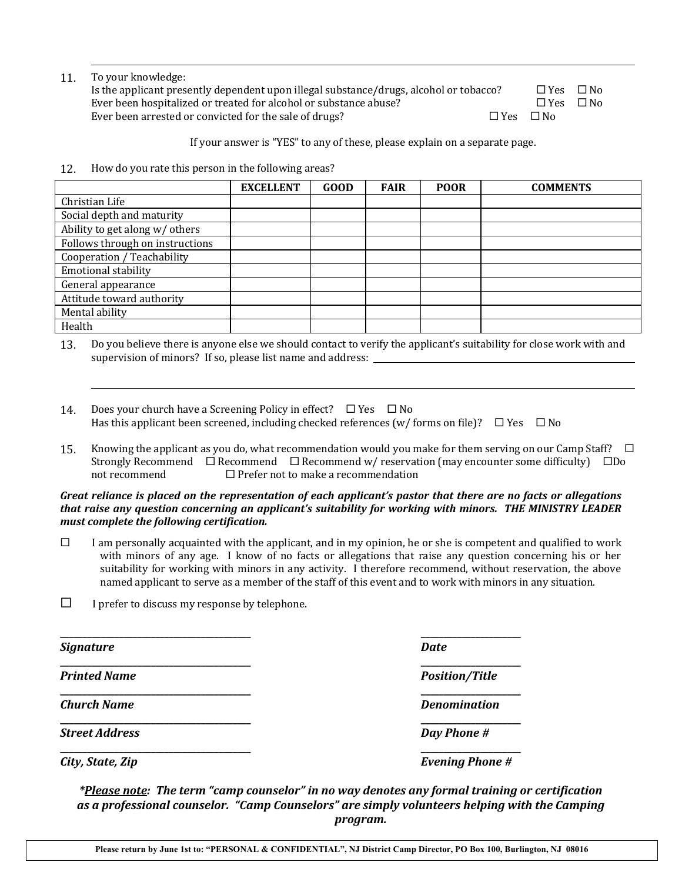11. To your knowledge:
    Is the applicant presently dependent upon illegal substance/drugs, alcohol or tobacco? ☐ Yes ☐ No
    Ever been hospitalized or treated for alcohol or substance abuse? ☐ Yes ☐ No
    Ever been arrested or convicted for the sale of drugs? ☐ Yes ☐ No

    If your answer is "YES" to any of these, please explain on a separate page.

12. How do you rate this person in the following areas?

| | EXCELLENT | GOOD | FAIR | POOR | COMMENTS |
|---|---|---|---|---|---|
| Christian Life | | | | | |
| Social depth and maturity | | | | | |
| Ability to get along w/ others | | | | | |
| Follows through on instructions | | | | | |
| Cooperation / Teachability | | | | | |
| Emotional stability | | | | | |
| General appearance | | | | | |
| Attitude toward authority | | | | | |
| Mental ability | | | | | |
| Health | | | | | |

13. Do you believe there is anyone else we should contact to verify the applicant's suitability for close work with and supervision of minors? If so, please list name and address: ______________________________

    ______________________________

14. Does your church have a Screening Policy in effect? ☐ Yes ☐ No
    Has this applicant been screened, including checked references (w/ forms on file)? ☐ Yes ☐ No

15. Knowing the applicant as you do, what recommendation would you make for them serving on our Camp Staff? ☐ Strongly Recommend ☐ Recommend ☐ Recommend w/ reservation (may encounter some difficulty) ☐ Do not recommend ☐ Prefer not to make a recommendation

***Great reliance is placed on the representation of each applicant's pastor that there are no facts or allegations that raise any question concerning an applicant's suitability for working with minors. THE MINISTRY LEADER must complete the following certification.***

☐ I am personally acquainted with the applicant, and in my opinion, he or she is competent and qualified to work with minors of any age. I know of no facts or allegations that raise any question concerning his or her suitability for working with minors in any activity. I therefore recommend, without reservation, the above named applicant to serve as a member of the staff of this event and to work with minors in any situation.

☐ I prefer to discuss my response by telephone.

______________________________ ______________________
***Signature*** ***Date***

______________________________ ______________________
***Printed Name*** ***Position/Title***

______________________________ ______________________
***Church Name*** ***Denomination***

______________________________ ______________________
***Street Address*** ***Day Phone #***

______________________________ ______________________
***City, State, Zip*** ***Evening Phone #***

***\*<u>Please note</u>: The term "camp counselor" in no way denotes any formal training or certification as a professional counselor. "Camp Counselors" are simply volunteers helping with the Camping program.***

**Please return by June 1st to: "PERSONAL & CONFIDENTIAL", NJ District Camp Director, PO Box 100, Burlington, NJ 08016**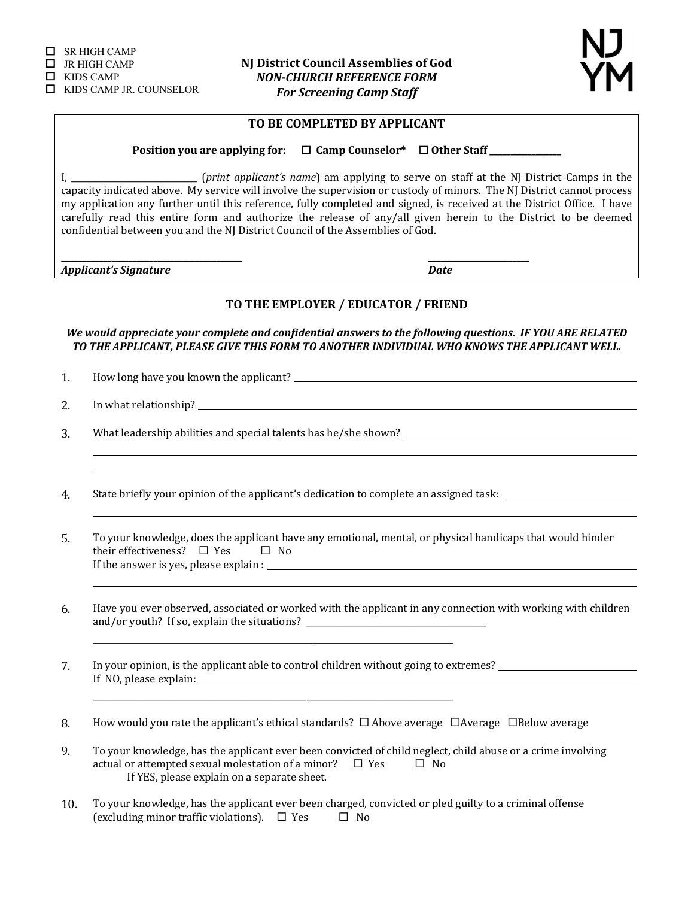☐ SR HIGH CAMP
☐ JR HIGH CAMP
☐ KIDS CAMP
☐ KIDS CAMP JR. COUNSELOR

**NJ District Council Assemblies of God**
***NON-CHURCH REFERENCE FORM***
***For Screening Camp Staff***

NJ
YM

**TO BE COMPLETED BY APPLICANT**

**Position you are applying for:** ☐ **Camp Counselor*** ☐ **Other Staff \_\_\_\_\_\_\_\_\_\_\_\_\_\_\_\_**

I, \_\_\_\_\_\_\_\_\_\_\_\_\_\_\_\_\_\_\_\_\_\_\_\_\_\_\_ (*print applicant's name*) am applying to serve on staff at the NJ District Camps in the capacity indicated above. My service will involve the supervision or custody of minors. The NJ District cannot process my application any further until this reference, fully completed and signed, is received at the District Office. I have carefully read this entire form and authorize the release of any/all given herein to the District to be deemed confidential between you and the NJ District Council of the Assemblies of God.

\_\_\_\_\_\_\_\_\_\_\_\_\_\_\_\_\_\_\_\_\_\_\_\_\_\_\_\_\_\_\_\_\_\_\_\_\_\_ \_\_\_\_\_\_\_\_\_\_\_\_\_\_\_\_\_\_\_\_\_\_
***Applicant's Signature*** ***Date***

## TO THE EMPLOYER / EDUCATOR / FRIEND

***We would appreciate your complete and confidential answers to the following questions. IF YOU ARE RELATED TO THE APPLICANT, PLEASE GIVE THIS FORM TO ANOTHER INDIVIDUAL WHO KNOWS THE APPLICANT WELL.***

1. How long have you known the applicant? \_\_\_\_\_\_\_\_\_\_\_\_\_\_\_\_\_\_\_\_\_\_\_\_\_\_\_\_\_\_\_\_\_\_\_\_\_\_\_\_

2. In what relationship? \_\_\_\_\_\_\_\_\_\_\_\_\_\_\_\_\_\_\_\_\_\_\_\_\_\_\_\_\_\_\_\_\_\_\_\_\_\_\_\_\_\_\_\_\_\_\_\_\_\_\_\_

3. What leadership abilities and special talents has he/she shown? \_\_\_\_\_\_\_\_\_\_\_\_\_\_\_\_\_\_\_\_\_\_\_\_\_\_\_\_

4. State briefly your opinion of the applicant's dedication to complete an assigned task: \_\_\_\_\_\_\_\_\_\_\_\_\_\_\_\_

5. To your knowledge, does the applicant have any emotional, mental, or physical handicaps that would hinder their effectiveness? ☐ Yes ☐ No
   If the answer is yes, please explain : \_\_\_\_\_\_\_\_\_\_\_\_\_\_\_\_\_\_\_\_\_\_\_\_\_\_\_\_\_\_\_\_\_\_\_\_\_\_\_\_

6. Have you ever observed, associated or worked with the applicant in any connection with working with children and/or youth? If so, explain the situations? \_\_\_\_\_\_\_\_\_\_\_\_\_\_\_\_\_\_\_\_\_\_\_\_\_\_\_\_\_\_\_\_\_\_\_\_

7. In your opinion, is the applicant able to control children without going to extremes? \_\_\_\_\_\_\_\_\_\_\_\_\_\_\_\_
   If NO, please explain: \_\_\_\_\_\_\_\_\_\_\_\_\_\_\_\_\_\_\_\_\_\_\_\_\_\_\_\_\_\_\_\_\_\_\_\_\_\_\_\_\_\_\_\_\_\_\_\_\_\_\_\_

8. How would you rate the applicant's ethical standards? ☐ Above average ☐Average ☐Below average

9. To your knowledge, has the applicant ever been convicted of child neglect, child abuse or a crime involving actual or attempted sexual molestation of a minor? ☐ Yes ☐ No
   If YES, please explain on a separate sheet.

10. To your knowledge, has the applicant ever been charged, convicted or pled guilty to a criminal offense (excluding minor traffic violations). ☐ Yes ☐ No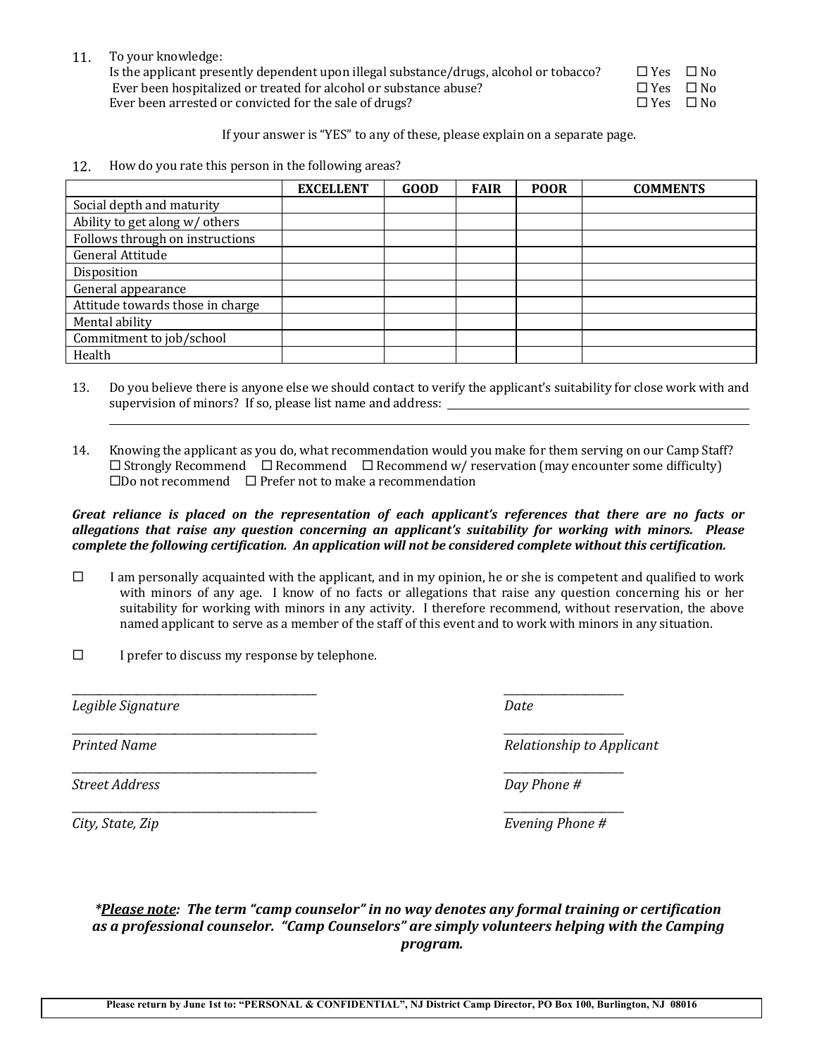11. To your knowledge:

| | |
|---|---|
| Is the applicant presently dependent upon illegal substance/drugs, alcohol or tobacco? | ☐ Yes ☐ No |
| Ever been hospitalized or treated for alcohol or substance abuse? | ☐ Yes ☐ No |
| Ever been arrested or convicted for the sale of drugs? | ☐ Yes ☐ No |

If your answer is "YES" to any of these, please explain on a separate page.

12. How do you rate this person in the following areas?

| | EXCELLENT | GOOD | FAIR | POOR | COMMENTS |
|---|---|---|---|---|---|
| Social depth and maturity | | | | | |
| Ability to get along w/ others | | | | | |
| Follows through on instructions | | | | | |
| General Attitude | | | | | |
| Disposition | | | | | |
| General appearance | | | | | |
| Attitude towards those in charge | | | | | |
| Mental ability | | | | | |
| Commitment to job/school | | | | | |
| Health | | | | | |

13. Do you believe there is anyone else we should contact to verify the applicant's suitability for close work with and supervision of minors? If so, please list name and address: \_\_\_\_\_\_\_\_\_\_\_\_\_\_\_\_\_\_\_\_\_\_\_\_\_\_\_\_\_\_\_\_\_\_\_\_

14. Knowing the applicant as you do, what recommendation would you make for them serving on our Camp Staff?
☐ Strongly Recommend ☐ Recommend ☐ Recommend w/ reservation (may encounter some difficulty)
☐Do not recommend ☐ Prefer not to make a recommendation

***Great reliance is placed on the representation of each applicant's references that there are no facts or allegations that raise any question concerning an applicant's suitability for working with minors. Please complete the following certification. An application will not be considered complete without this certification.***

☐ I am personally acquainted with the applicant, and in my opinion, he or she is competent and qualified to work with minors of any age. I know of no facts or allegations that raise any question concerning his or her suitability for working with minors in any activity. I therefore recommend, without reservation, the above named applicant to serve as a member of the staff of this event and to work with minors in any situation.

☐ I prefer to discuss my response by telephone.

\_\_\_\_\_\_\_\_\_\_\_\_\_\_\_\_\_\_\_\_\_\_\_\_\_\_\_\_\_\_ \_\_\_\_\_\_\_\_\_\_\_\_\_\_\_\_
*Legible Signature* *Date*

\_\_\_\_\_\_\_\_\_\_\_\_\_\_\_\_\_\_\_\_\_\_\_\_\_\_\_\_\_\_ \_\_\_\_\_\_\_\_\_\_\_\_\_\_\_\_
*Printed Name* *Relationship to Applicant*

\_\_\_\_\_\_\_\_\_\_\_\_\_\_\_\_\_\_\_\_\_\_\_\_\_\_\_\_\_\_ \_\_\_\_\_\_\_\_\_\_\_\_\_\_\_\_
*Street Address* *Day Phone #*

\_\_\_\_\_\_\_\_\_\_\_\_\_\_\_\_\_\_\_\_\_\_\_\_\_\_\_\_\_\_ \_\_\_\_\_\_\_\_\_\_\_\_\_\_\_\_
*City, State, Zip* *Evening Phone #*

***\*Please note: The term "camp counselor" in no way denotes any formal training or certification as a professional counselor. "Camp Counselors" are simply volunteers helping with the Camping program.***

**Please return by June 1st to: "PERSONAL & CONFIDENTIAL", NJ District Camp Director, PO Box 100, Burlington, NJ 08016**